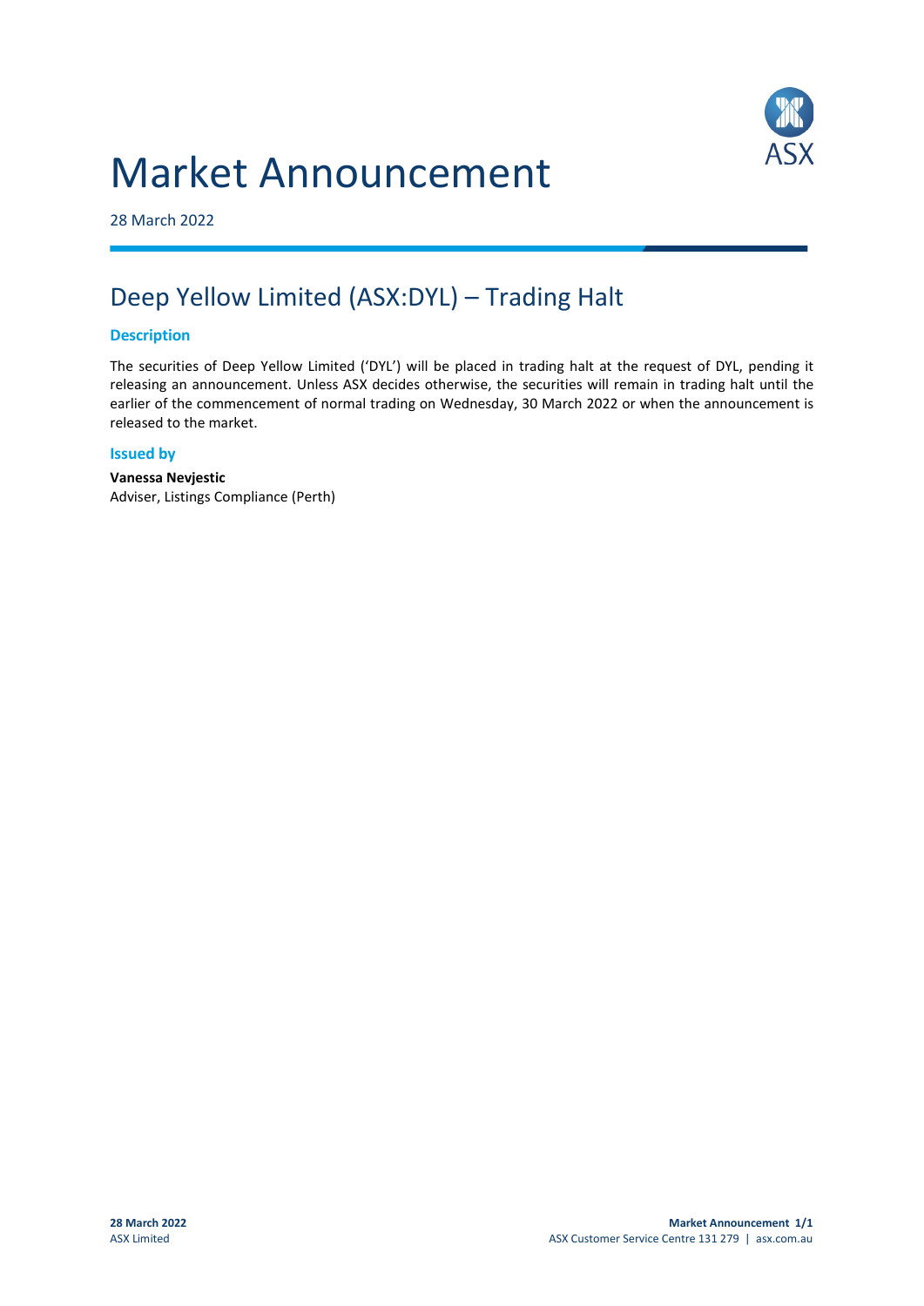# Market Announcement

28 March 2022

## Deep Yellow Limited (ASX:DYL) – Trading Halt

### Description

The securities of Deep Yellow Limited ('DYL') will be placed in trading halt at the request of DYL, pending it releasing an announcement. Unless ASX decides otherwise, the securities will remain in trading halt until the earlier of the commencement of normal trading on Wednesday, 30 March 2022 or when the announcement is released to the market.

### Issued by

**Vanessa Nevjestic**
Adviser, Listings Compliance (Perth)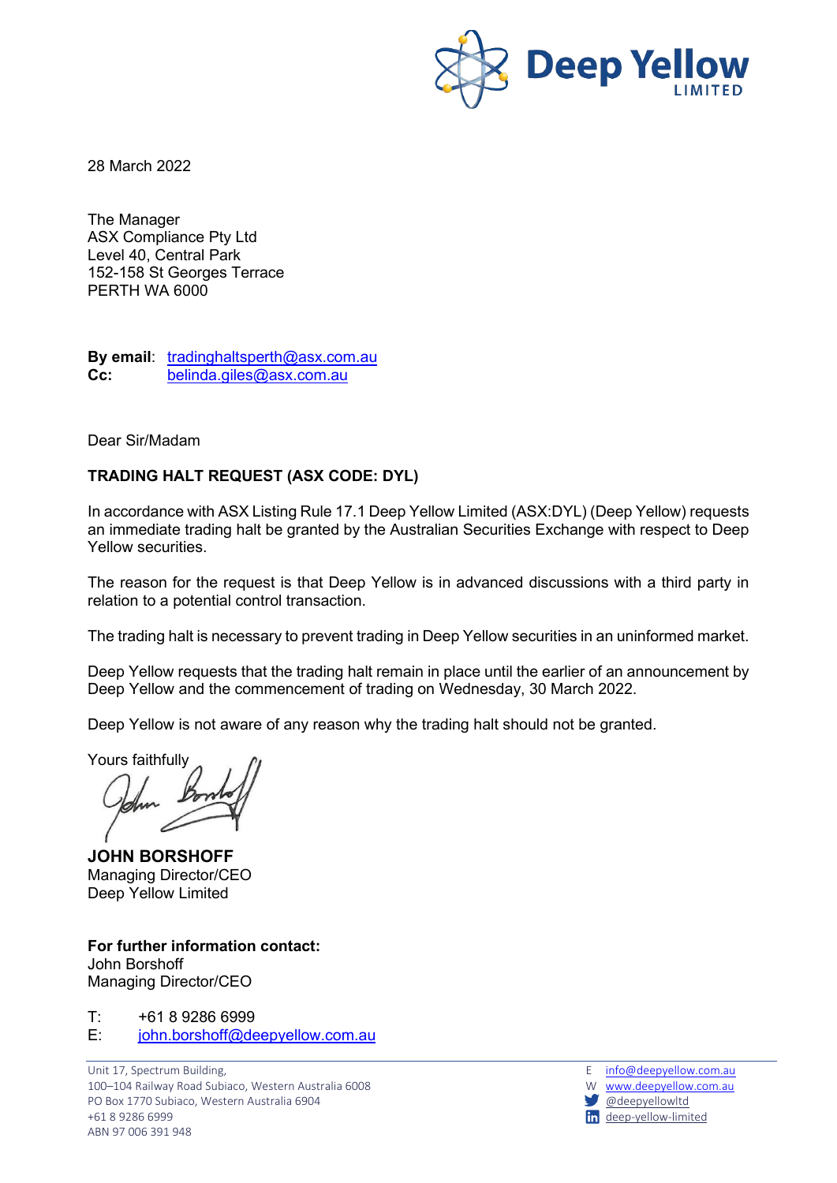28 March 2022

The Manager
ASX Compliance Pty Ltd
Level 40, Central Park
152-158 St Georges Terrace
PERTH WA 6000

**By email**: tradinghaltsperth@asx.com.au
**Cc:** belinda.giles@asx.com.au

Dear Sir/Madam

**TRADING HALT REQUEST (ASX CODE: DYL)**

In accordance with ASX Listing Rule 17.1 Deep Yellow Limited (ASX:DYL) (Deep Yellow) requests an immediate trading halt be granted by the Australian Securities Exchange with respect to Deep Yellow securities.

The reason for the request is that Deep Yellow is in advanced discussions with a third party in relation to a potential control transaction.

The trading halt is necessary to prevent trading in Deep Yellow securities in an uninformed market.

Deep Yellow requests that the trading halt remain in place until the earlier of an announcement by Deep Yellow and the commencement of trading on Wednesday, 30 March 2022.

Deep Yellow is not aware of any reason why the trading halt should not be granted.

Yours faithfully

**JOHN BORSHOFF**
Managing Director/CEO
Deep Yellow Limited

**For further information contact:**
John Borshoff
Managing Director/CEO

T: +61 8 9286 6999
E: john.borshoff@deepyellow.com.au

Unit 17, Spectrum Building,
100–104 Railway Road Subiaco, Western Australia 6008
PO Box 1770 Subiaco, Western Australia 6904
+61 8 9286 6999
ABN 97 006 391 948

E info@deepyellow.com.au
W www.deepyellow.com.au
@deepyellowltd
deep-yellow-limited